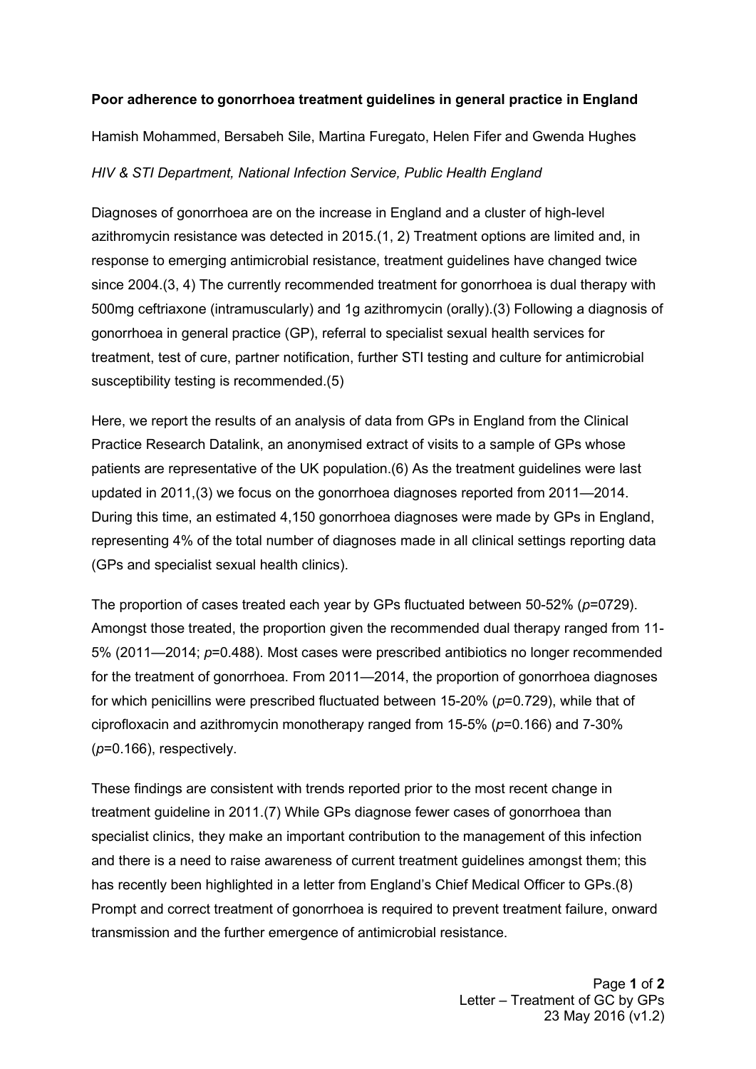**Poor adherence to gonorrhoea treatment guidelines in general practice in England**

Hamish Mohammed, Bersabeh Sile, Martina Furegato, Helen Fifer and Gwenda Hughes

*HIV & STI Department, National Infection Service, Public Health England*

Diagnoses of gonorrhoea are on the increase in England and a cluster of high-level azithromycin resistance was detected in 2015.(1, 2) Treatment options are limited and, in response to emerging antimicrobial resistance, treatment guidelines have changed twice since 2004.(3, 4) The currently recommended treatment for gonorrhoea is dual therapy with 500mg ceftriaxone (intramuscularly) and 1g azithromycin (orally).(3) Following a diagnosis of gonorrhoea in general practice (GP), referral to specialist sexual health services for treatment, test of cure, partner notification, further STI testing and culture for antimicrobial susceptibility testing is recommended.(5)

Here, we report the results of an analysis of data from GPs in England from the Clinical Practice Research Datalink, an anonymised extract of visits to a sample of GPs whose patients are representative of the UK population.(6) As the treatment guidelines were last updated in 2011,(3) we focus on the gonorrhoea diagnoses reported from 2011—2014. During this time, an estimated 4,150 gonorrhoea diagnoses were made by GPs in England, representing 4% of the total number of diagnoses made in all clinical settings reporting data (GPs and specialist sexual health clinics).

The proportion of cases treated each year by GPs fluctuated between 50-52% (*p*=0729). Amongst those treated, the proportion given the recommended dual therapy ranged from 11-5% (2011—2014; *p*=0.488). Most cases were prescribed antibiotics no longer recommended for the treatment of gonorrhoea. From 2011—2014, the proportion of gonorrhoea diagnoses for which penicillins were prescribed fluctuated between 15-20% (*p*=0.729), while that of ciprofloxacin and azithromycin monotherapy ranged from 15-5% (*p*=0.166) and 7-30% (*p*=0.166), respectively.

These findings are consistent with trends reported prior to the most recent change in treatment guideline in 2011.(7) While GPs diagnose fewer cases of gonorrhoea than specialist clinics, they make an important contribution to the management of this infection and there is a need to raise awareness of current treatment guidelines amongst them; this has recently been highlighted in a letter from England's Chief Medical Officer to GPs.(8) Prompt and correct treatment of gonorrhoea is required to prevent treatment failure, onward transmission and the further emergence of antimicrobial resistance.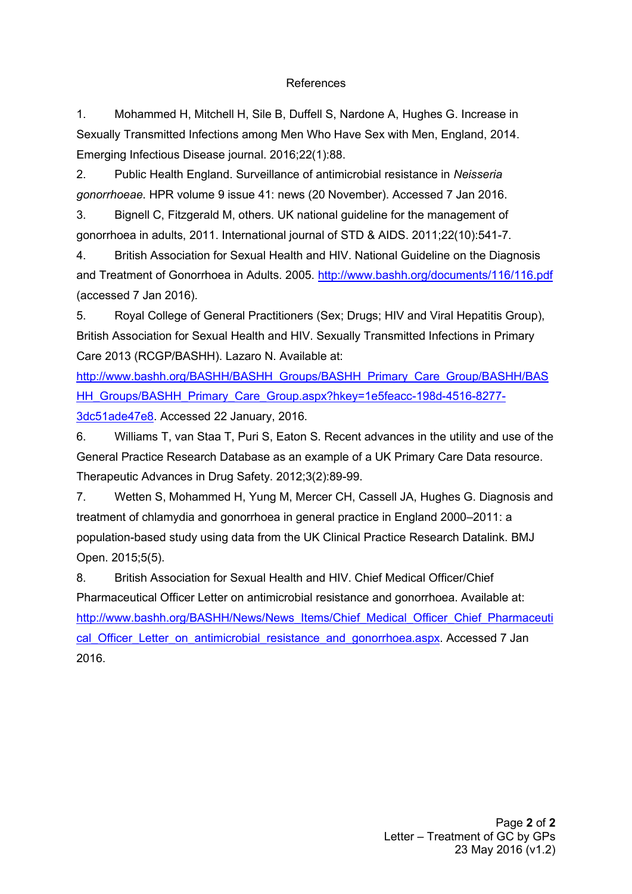## References

1. Mohammed H, Mitchell H, Sile B, Duffell S, Nardone A, Hughes G. Increase in Sexually Transmitted Infections among Men Who Have Sex with Men, England, 2014. Emerging Infectious Disease journal. 2016;22(1):88.
2. Public Health England. Surveillance of antimicrobial resistance in *Neisseria gonorrhoeae*. HPR volume 9 issue 41: news (20 November). Accessed 7 Jan 2016.
3. Bignell C, Fitzgerald M, others. UK national guideline for the management of gonorrhoea in adults, 2011. International journal of STD & AIDS. 2011;22(10):541-7.
4. British Association for Sexual Health and HIV. National Guideline on the Diagnosis and Treatment of Gonorrhoea in Adults. 2005. http://www.bashh.org/documents/116/116.pdf (accessed 7 Jan 2016).
5. Royal College of General Practitioners (Sex; Drugs; HIV and Viral Hepatitis Group), British Association for Sexual Health and HIV. Sexually Transmitted Infections in Primary Care 2013 (RCGP/BASHH). Lazaro N. Available at: http://www.bashh.org/BASHH/BASHH_Groups/BASHH_Primary_Care_Group/BASHH/BASHH_Groups/BASHH_Primary_Care_Group.aspx?hkey=1e5feacc-198d-4516-8277-3dc51ade47e8. Accessed 22 January, 2016.
6. Williams T, van Staa T, Puri S, Eaton S. Recent advances in the utility and use of the General Practice Research Database as an example of a UK Primary Care Data resource. Therapeutic Advances in Drug Safety. 2012;3(2):89-99.
7. Wetten S, Mohammed H, Yung M, Mercer CH, Cassell JA, Hughes G. Diagnosis and treatment of chlamydia and gonorrhoea in general practice in England 2000–2011: a population-based study using data from the UK Clinical Practice Research Datalink. BMJ Open. 2015;5(5).
8. British Association for Sexual Health and HIV. Chief Medical Officer/Chief Pharmaceutical Officer Letter on antimicrobial resistance and gonorrhoea. Available at: http://www.bashh.org/BASHH/News/News_Items/Chief_Medical_Officer_Chief_Pharmaceutical_Officer_Letter_on_antimicrobial_resistance_and_gonorrhoea.aspx. Accessed 7 Jan 2016.